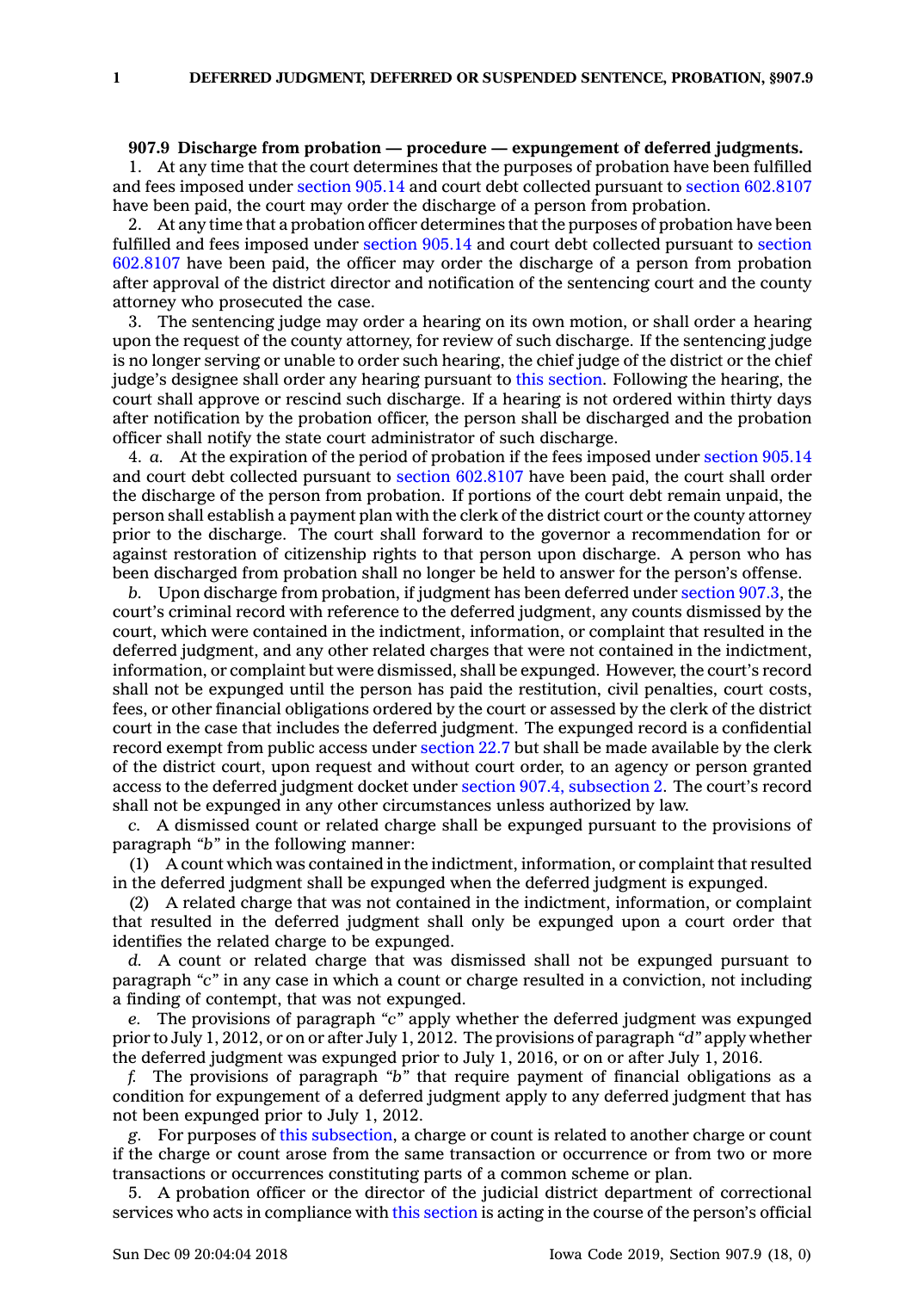**907.9 Discharge from probation — procedure — expungement of deferred judgments.**

1. At any time that the court determines that the purposes of probation have been fulfilled and fees imposed under section 905.14 and court debt collected pursuant to section 602.8107 have been paid, the court may order the discharge of a person from probation.

2. At any time that a probation officer determines that the purposes of probation have been fulfilled and fees imposed under section 905.14 and court debt collected pursuant to section 602.8107 have been paid, the officer may order the discharge of a person from probation after approval of the district director and notification of the sentencing court and the county attorney who prosecuted the case.

3. The sentencing judge may order a hearing on its own motion, or shall order a hearing upon the request of the county attorney, for review of such discharge. If the sentencing judge is no longer serving or unable to order such hearing, the chief judge of the district or the chief judge's designee shall order any hearing pursuant to this section. Following the hearing, the court shall approve or rescind such discharge. If a hearing is not ordered within thirty days after notification by the probation officer, the person shall be discharged and the probation officer shall notify the state court administrator of such discharge.

4. *a.* At the expiration of the period of probation if the fees imposed under section 905.14 and court debt collected pursuant to section 602.8107 have been paid, the court shall order the discharge of the person from probation. If portions of the court debt remain unpaid, the person shall establish a payment plan with the clerk of the district court or the county attorney prior to the discharge. The court shall forward to the governor a recommendation for or against restoration of citizenship rights to that person upon discharge. A person who has been discharged from probation shall no longer be held to answer for the person's offense.

*b.* Upon discharge from probation, if judgment has been deferred under section 907.3, the court's criminal record with reference to the deferred judgment, any counts dismissed by the court, which were contained in the indictment, information, or complaint that resulted in the deferred judgment, and any other related charges that were not contained in the indictment, information, or complaint but were dismissed, shall be expunged. However, the court's record shall not be expunged until the person has paid the restitution, civil penalties, court costs, fees, or other financial obligations ordered by the court or assessed by the clerk of the district court in the case that includes the deferred judgment. The expunged record is a confidential record exempt from public access under section 22.7 but shall be made available by the clerk of the district court, upon request and without court order, to an agency or person granted access to the deferred judgment docket under section 907.4, subsection 2. The court's record shall not be expunged in any other circumstances unless authorized by law.

*c.* A dismissed count or related charge shall be expunged pursuant to the provisions of paragraph *"b"* in the following manner:

(1) A count which was contained in the indictment, information, or complaint that resulted in the deferred judgment shall be expunged when the deferred judgment is expunged.

(2) A related charge that was not contained in the indictment, information, or complaint that resulted in the deferred judgment shall only be expunged upon a court order that identifies the related charge to be expunged.

*d.* A count or related charge that was dismissed shall not be expunged pursuant to paragraph *"c"* in any case in which a count or charge resulted in a conviction, not including a finding of contempt, that was not expunged.

*e.* The provisions of paragraph *"c"* apply whether the deferred judgment was expunged prior to July 1, 2012, or on or after July 1, 2012. The provisions of paragraph *"d"* apply whether the deferred judgment was expunged prior to July 1, 2016, or on or after July 1, 2016.

*f.* The provisions of paragraph *"b"* that require payment of financial obligations as a condition for expungement of a deferred judgment apply to any deferred judgment that has not been expunged prior to July 1, 2012.

*g.* For purposes of this subsection, a charge or count is related to another charge or count if the charge or count arose from the same transaction or occurrence or from two or more transactions or occurrences constituting parts of a common scheme or plan.

5. A probation officer or the director of the judicial district department of correctional services who acts in compliance with this section is acting in the course of the person's official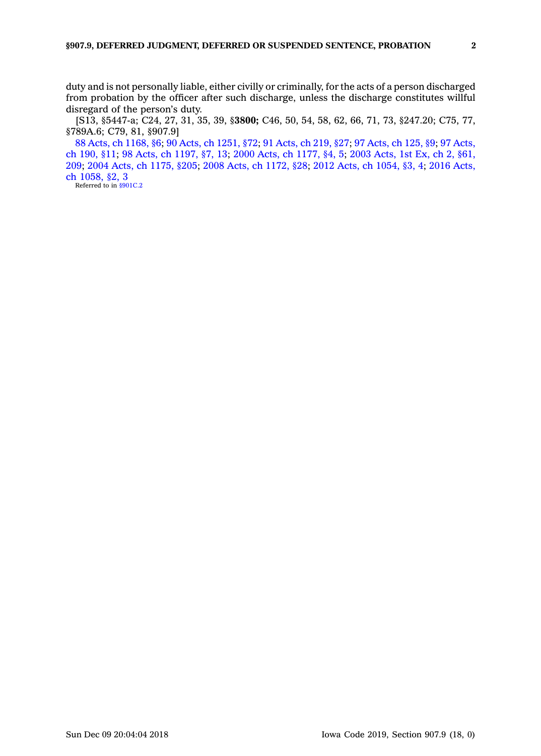duty and is not personally liable, either civilly or criminally, for the acts of a person discharged from probation by the officer after such discharge, unless the discharge constitutes willful disregard of the person's duty.

[S13, §5447-a; C24, 27, 31, 35, 39, §**3800;** C46, 50, 54, 58, 62, 66, 71, 73, §247.20; C75, 77, §789A.6; C79, 81, §907.9]

88 Acts, ch 1168, §6; 90 Acts, ch 1251, §72; 91 Acts, ch 219, §27; 97 Acts, ch 125, §9; 97 Acts, ch 190, §11; 98 Acts, ch 1197, §7, 13; 2000 Acts, ch 1177, §4, 5; 2003 Acts, 1st Ex, ch 2, §61, 209; 2004 Acts, ch 1175, §205; 2008 Acts, ch 1172, §28; 2012 Acts, ch 1054, §3, 4; 2016 Acts, ch 1058, §2, 3

Referred to in §901C.2